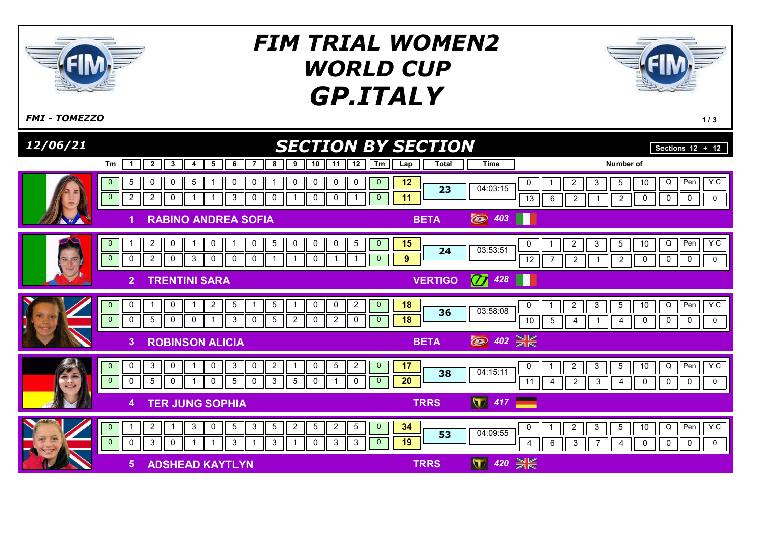# FIM TRIAL WOMEN2 WORLD CUP GP.ITALY

*FMI - TOMEZZO*

*12/06/21*

## SECTION BY SECTION

Sections 12 + 12

| Pos | Rider | Make | No. | Lap | Tm | 1 | 2 | 3 | 4 | 5 | 6 | 7 | 8 | 9 | 10 | 11 | 12 | Tm | Lap | Total | Time | 0 | 1 | 2 | 3 | 5 | 10 | Q | Pen | Y C |
|---|---|---|---|---|---|---|---|---|---|---|---|---|---|---|---|---|---|---|---|---|---|---|---|---|---|---|---|---|---|---|
| 1 | RABINO ANDREA SOFIA | BETA | 403 | 1 | 0 | 5 | 0 | 0 | 5 | 1 | 0 | 0 | 1 | 0 | 0 | 0 | 0 | 0 | 12 | 23 | 04:03:15 | 13 | 6 | 2 | 1 | 2 | 0 | 0 | 0 | 0 |
| | | | | 2 | 0 | 2 | 2 | 0 | 1 | 1 | 3 | 0 | 0 | 1 | 0 | 0 | 1 | 0 | 11 | | | | | | | | | | | |
| 2 | TRENTINI SARA | VERTIGO | 428 | 1 | 0 | 1 | 2 | 0 | 1 | 0 | 1 | 0 | 5 | 0 | 0 | 0 | 5 | 0 | 15 | 24 | 03:53:51 | 12 | 7 | 2 | 1 | 2 | 0 | 0 | 0 | 0 |
| | | | | 2 | 0 | 0 | 2 | 0 | 3 | 0 | 0 | 0 | 1 | 1 | 0 | 1 | 1 | 0 | 9 | | | | | | | | | | | |
| 3 | ROBINSON ALICIA | BETA | 402 | 1 | 0 | 0 | 1 | 0 | 1 | 2 | 5 | 1 | 5 | 1 | 0 | 0 | 2 | 0 | 18 | 36 | 03:58:08 | 10 | 5 | 4 | 1 | 4 | 0 | 0 | 0 | 0 |
| | | | | 2 | 0 | 0 | 5 | 0 | 0 | 1 | 3 | 0 | 5 | 2 | 0 | 2 | 0 | 0 | 18 | | | | | | | | | | | |
| 4 | TER JUNG SOPHIA | TRRS | 417 | 1 | 0 | 0 | 3 | 0 | 1 | 0 | 3 | 0 | 2 | 1 | 0 | 5 | 2 | 0 | 17 | 38 | 04:15:11 | 11 | 4 | 2 | 3 | 4 | 0 | 0 | 0 | 0 |
| | | | | 2 | 0 | 0 | 5 | 0 | 1 | 0 | 5 | 0 | 3 | 5 | 0 | 1 | 0 | 0 | 20 | | | | | | | | | | | |
| 5 | ADSHEAD KAYTLYN | TRRS | 420 | 1 | 0 | 1 | 2 | 1 | 3 | 0 | 5 | 3 | 5 | 2 | 5 | 2 | 5 | 0 | 34 | 53 | 04:09:55 | 4 | 6 | 3 | 7 | 4 | 0 | 0 | 0 | 0 |
| | | | | 2 | 0 | 0 | 3 | 0 | 1 | 1 | 3 | 1 | 3 | 1 | 0 | 3 | 3 | 0 | 19 | | | | | | | | | | | |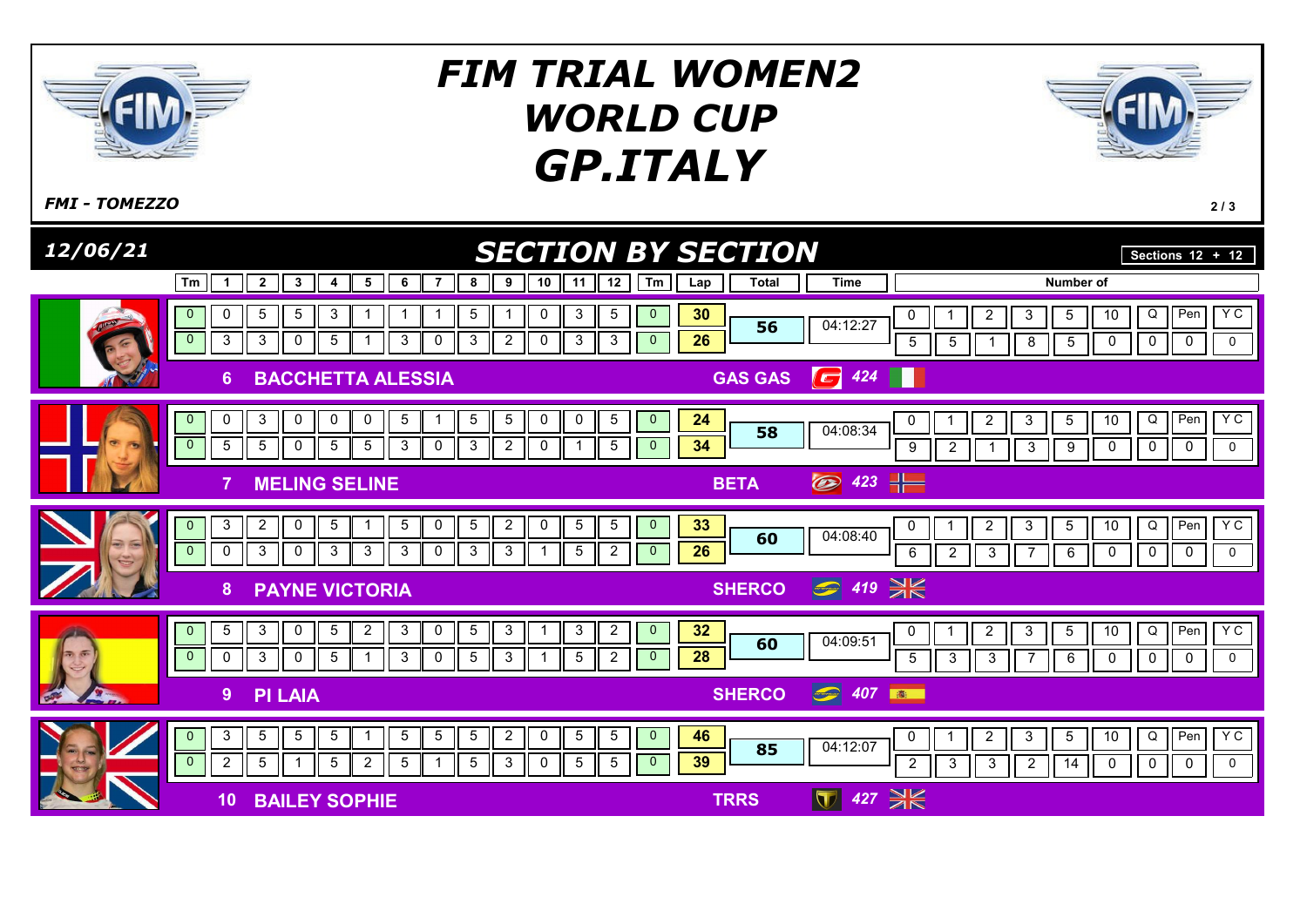# FIM TRIAL WOMEN2 WORLD CUP GP.ITALY

*FMI - TOMEZZO*

*12/06/21*

## SECTION BY SECTION

Sections 12 + 12

| No. | Rider | Brand | Bike | Nat. | Lap # | Tm | 1 | 2 | 3 | 4 | 5 | 6 | 7 | 8 | 9 | 10 | 11 | 12 | Tm | Lap | Total | Time | 0 | 1 | 2 | 3 | 5 | 10 | Q | Pen | YC |
|---|---|---|---|---|---|---|---|---|---|---|---|---|---|---|---|---|---|---|---|---|---|---|---|---|---|---|---|---|---|---|---|
| 6 | BACCHETTA ALESSIA | GAS GAS | 424 | ITA | 1 | 0 | 0 | 5 | 5 | 3 | 1 | 1 | 1 | 5 | 1 | 0 | 3 | 5 | 0 | 30 | 56 | 04:12:27 | 5 | 5 | 1 | 8 | 5 | 0 | 0 | 0 | 0 |
| | | | | | 2 | 0 | 3 | 3 | 0 | 5 | 1 | 3 | 0 | 3 | 2 | 0 | 3 | 3 | 0 | 26 | | | | | | | | | | | |
| 7 | MELING SELINE | BETA | 423 | NOR | 1 | 0 | 0 | 3 | 0 | 0 | 0 | 5 | 1 | 5 | 5 | 0 | 0 | 5 | 0 | 24 | 58 | 04:08:34 | 9 | 2 | 1 | 3 | 9 | 0 | 0 | 0 | 0 |
| | | | | | 2 | 0 | 5 | 5 | 0 | 5 | 5 | 3 | 0 | 3 | 2 | 0 | 1 | 5 | 0 | 34 | | | | | | | | | | | |
| 8 | PAYNE VICTORIA | SHERCO | 419 | GBR | 1 | 0 | 3 | 2 | 0 | 5 | 1 | 5 | 0 | 5 | 2 | 0 | 5 | 5 | 0 | 33 | 60 | 04:08:40 | 6 | 2 | 3 | 7 | 6 | 0 | 0 | 0 | 0 |
| | | | | | 2 | 0 | 0 | 3 | 0 | 3 | 3 | 3 | 0 | 3 | 3 | 1 | 5 | 2 | 0 | 26 | | | | | | | | | | | |
| 9 | PI LAIA | SHERCO | 407 | ESP | 1 | 0 | 5 | 3 | 0 | 5 | 2 | 3 | 0 | 5 | 3 | 1 | 3 | 2 | 0 | 32 | 60 | 04:09:51 | 5 | 3 | 3 | 7 | 6 | 0 | 0 | 0 | 0 |
| | | | | | 2 | 0 | 0 | 3 | 0 | 5 | 1 | 3 | 0 | 5 | 3 | 1 | 5 | 2 | 0 | 28 | | | | | | | | | | | |
| 10 | BAILEY SOPHIE | TRRS | 427 | GBR | 1 | 0 | 3 | 5 | 5 | 5 | 1 | 5 | 5 | 5 | 2 | 0 | 5 | 5 | 0 | 46 | 85 | 04:12:07 | 2 | 3 | 3 | 2 | 14 | 0 | 0 | 0 | 0 |
| | | | | | 2 | 0 | 2 | 5 | 1 | 5 | 2 | 5 | 1 | 5 | 3 | 0 | 5 | 5 | 0 | 39 | | | | | | | | | | | |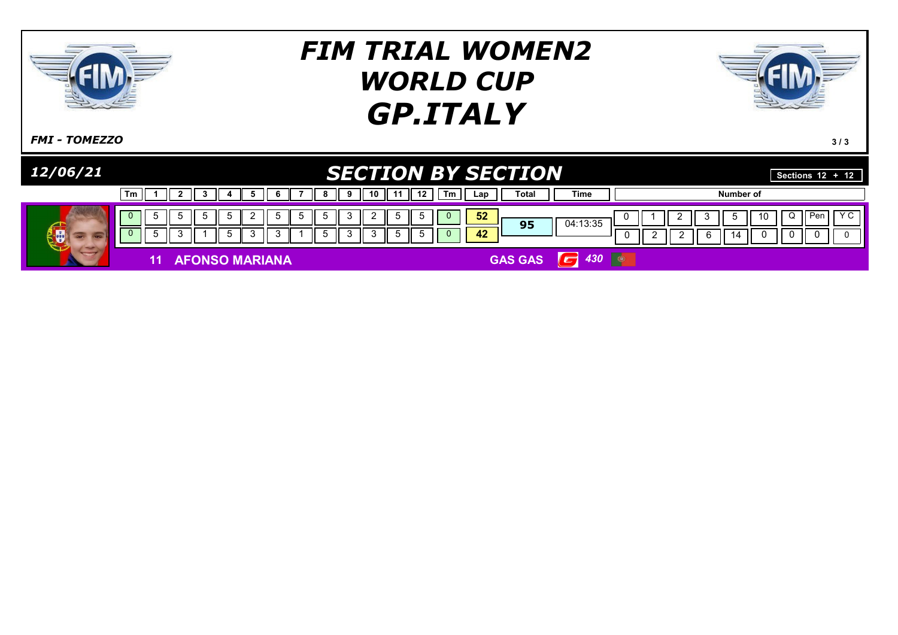# FIM TRIAL WOMEN2 WORLD CUP GP.ITALY

*FMI - TOMEZZO*

*12/06/21*

## SECTION BY SECTION

Sections 12 + 12

| Tm | 1 | 2 | 3 | 4 | 5 | 6 | 7 | 8 | 9 | 10 | 11 | 12 | Tm | Lap | Total | Time |
|---|---|---|---|---|---|---|---|---|---|---|---|---|---|---|---|---|
| 0 | 5 | 5 | 5 | 5 | 2 | 5 | 5 | 5 | 3 | 2 | 5 | 5 | 0 | 52 | 95 | 04:13:35 |
| 0 | 5 | 3 | 1 | 5 | 3 | 3 | 1 | 5 | 3 | 3 | 5 | 5 | 0 | 42 | | |

Number of

| 0 | 1 | 2 | 3 | 5 | 10 | Q | Pen | Y C |
|---|---|---|---|---|---|---|---|---|
| 0 | 2 | 2 | 6 | 14 | 0 | 0 | 0 | 0 |

**11 AFONSO MARIANA** — **GAS GAS** — *430*